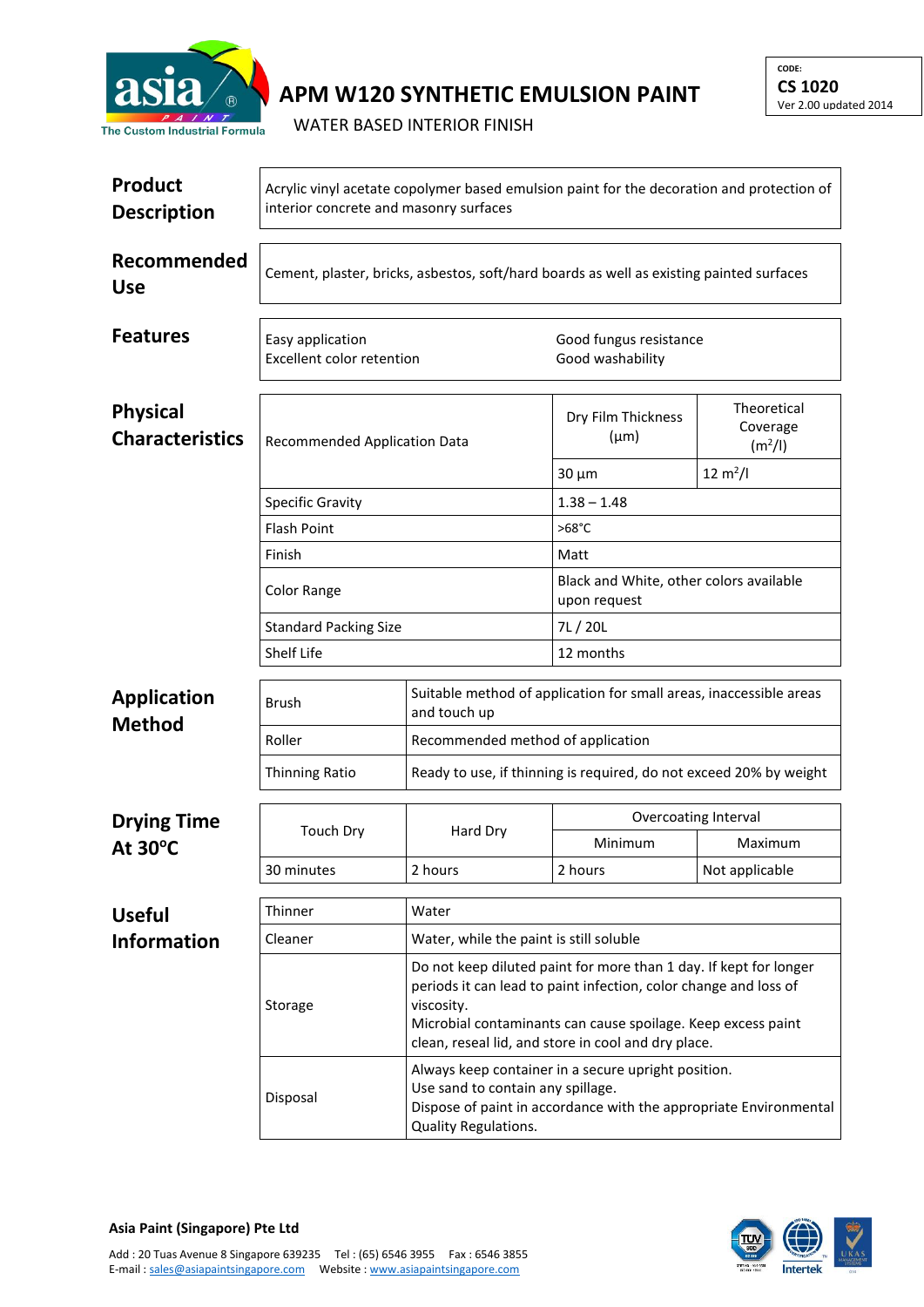# APM W120 SYNTHETIC EMULSION PAINT

WATER BASED INTERIOR FINISH

CODE:
**CS 1020**
Ver 2.00 updated 2014

## Product Description

Acrylic vinyl acetate copolymer based emulsion paint for the decoration and protection of interior concrete and masonry surfaces

## Recommended Use

Cement, plaster, bricks, asbestos, soft/hard boards as well as existing painted surfaces

## Features

| | |
|---|---|
| Easy application | Good fungus resistance |
| Excellent color retention | Good washability |

## Physical Characteristics

| Recommended Application Data | Dry Film Thickness (µm) | Theoretical Coverage ($m^2/l$) |
|---|---|---|
| | 30 µm | 12 $m^2/l$ |
| Specific Gravity | 1.38 – 1.48 | |
| Flash Point | >68°C | |
| Finish | Matt | |
| Color Range | Black and White, other colors available upon request | |
| Standard Packing Size | 7L / 20L | |
| Shelf Life | 12 months | |

## Application Method

| | |
|---|---|
| Brush | Suitable method of application for small areas, inaccessible areas and touch up |
| Roller | Recommended method of application |
| Thinning Ratio | Ready to use, if thinning is required, do not exceed 20% by weight |

## Drying Time At 30°C

| Touch Dry | Hard Dry | Overcoating Interval | |
|---|---|---|---|
| | | Minimum | Maximum |
| 30 minutes | 2 hours | 2 hours | Not applicable |

## Useful Information

| | |
|---|---|
| Thinner | Water |
| Cleaner | Water, while the paint is still soluble |
| Storage | Do not keep diluted paint for more than 1 day. If kept for longer periods it can lead to paint infection, color change and loss of viscosity.<br>Microbial contaminants can cause spoilage. Keep excess paint clean, reseal lid, and store in cool and dry place. |
| Disposal | Always keep container in a secure upright position.<br>Use sand to contain any spillage.<br>Dispose of paint in accordance with the appropriate Environmental Quality Regulations. |

**Asia Paint (Singapore) Pte Ltd**

Add : 20 Tuas Avenue 8 Singapore 639235 Tel : (65) 6546 3955 Fax : 6546 3855
E-mail : sales@asiapaintsingapore.com Website : www.asiapaintsingapore.com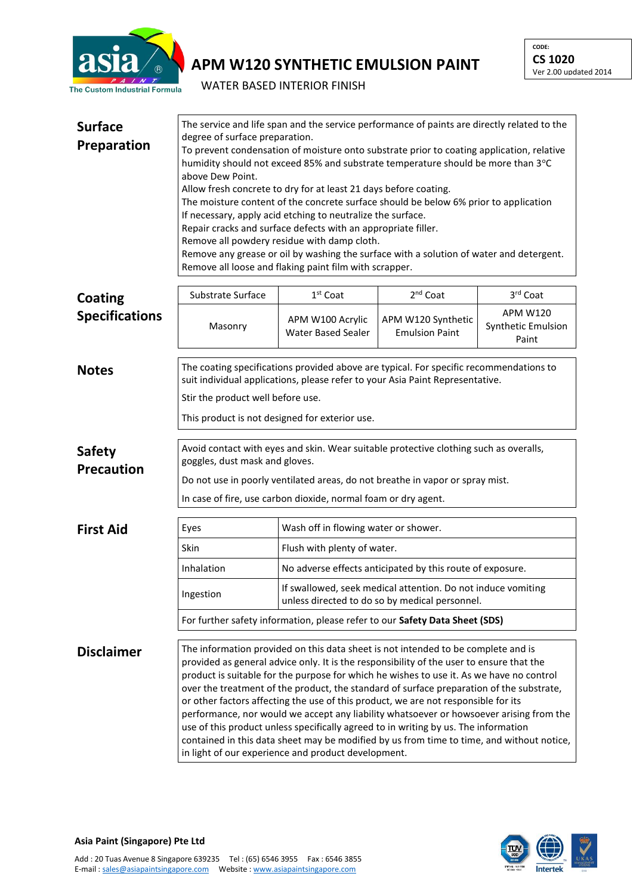# APM W120 SYNTHETIC EMULSION PAINT

WATER BASED INTERIOR FINISH

CODE:
**CS 1020**
Ver 2.00 updated 2014

## Surface Preparation

The service and life span and the service performance of paints are directly related to the degree of surface preparation.
To prevent condensation of moisture onto substrate prior to coating application, relative humidity should not exceed 85% and substrate temperature should be more than 3°C above Dew Point.
Allow fresh concrete to dry for at least 21 days before coating.
The moisture content of the concrete surface should be below 6% prior to application
If necessary, apply acid etching to neutralize the surface.
Repair cracks and surface defects with an appropriate filler.
Remove all powdery residue with damp cloth.
Remove any grease or oil by washing the surface with a solution of water and detergent.
Remove all loose and flaking paint film with scrapper.

## Coating Specifications

| Substrate Surface | 1st Coat | 2nd Coat | 3rd Coat |
|---|---|---|---|
| Masonry | APM W100 Acrylic Water Based Sealer | APM W120 Synthetic Emulsion Paint | APM W120 Synthetic Emulsion Paint |

## Notes

The coating specifications provided above are typical. For specific recommendations to suit individual applications, please refer to your Asia Paint Representative.

Stir the product well before use.

This product is not designed for exterior use.

## Safety Precaution

Avoid contact with eyes and skin. Wear suitable protective clothing such as overalls, goggles, dust mask and gloves.

Do not use in poorly ventilated areas, do not breathe in vapor or spray mist.

In case of fire, use carbon dioxide, normal foam or dry agent.

## First Aid

| | |
|---|---|
| Eyes | Wash off in flowing water or shower. |
| Skin | Flush with plenty of water. |
| Inhalation | No adverse effects anticipated by this route of exposure. |
| Ingestion | If swallowed, seek medical attention. Do not induce vomiting unless directed to do so by medical personnel. |

For further safety information, please refer to our **Safety Data Sheet (SDS)**

## Disclaimer

The information provided on this data sheet is not intended to be complete and is provided as general advice only. It is the responsibility of the user to ensure that the product is suitable for the purpose for which he wishes to use it. As we have no control over the treatment of the product, the standard of surface preparation of the substrate, or other factors affecting the use of this product, we are not responsible for its performance, nor would we accept any liability whatsoever or howsoever arising from the use of this product unless specifically agreed to in writing by us. The information contained in this data sheet may be modified by us from time to time, and without notice, in light of our experience and product development.

**Asia Paint (Singapore) Pte Ltd**

Add : 20 Tuas Avenue 8 Singapore 639235 Tel : (65) 6546 3955 Fax : 6546 3855
E-mail : sales@asiapaintsingapore.com Website : www.asiapaintsingapore.com